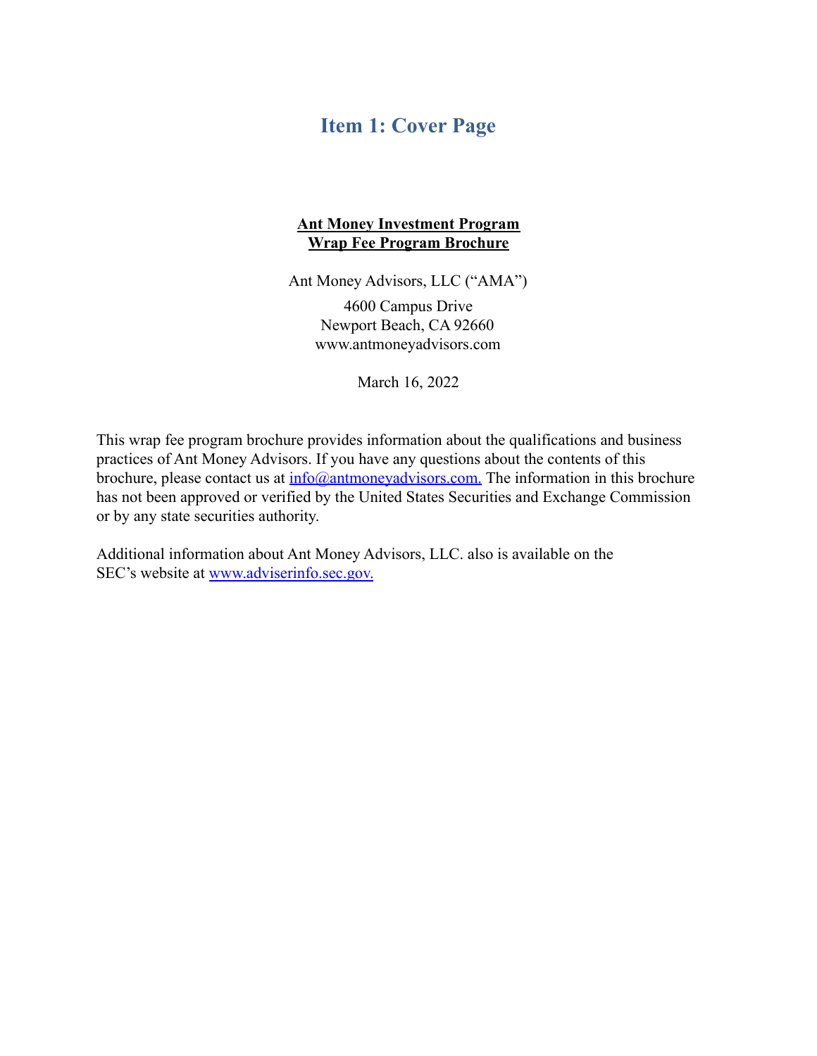# Item 1: Cover Page

**Ant Money Investment Program**
**Wrap Fee Program Brochure**

Ant Money Advisors, LLC ("AMA")

4600 Campus Drive
Newport Beach, CA 92660
www.antmoneyadvisors.com

March 16, 2022

This wrap fee program brochure provides information about the qualifications and business practices of Ant Money Advisors. If you have any questions about the contents of this brochure, please contact us at info@antmoneyadvisors.com. The information in this brochure has not been approved or verified by the United States Securities and Exchange Commission or by any state securities authority.

Additional information about Ant Money Advisors, LLC. also is available on the SEC's website at www.adviserinfo.sec.gov.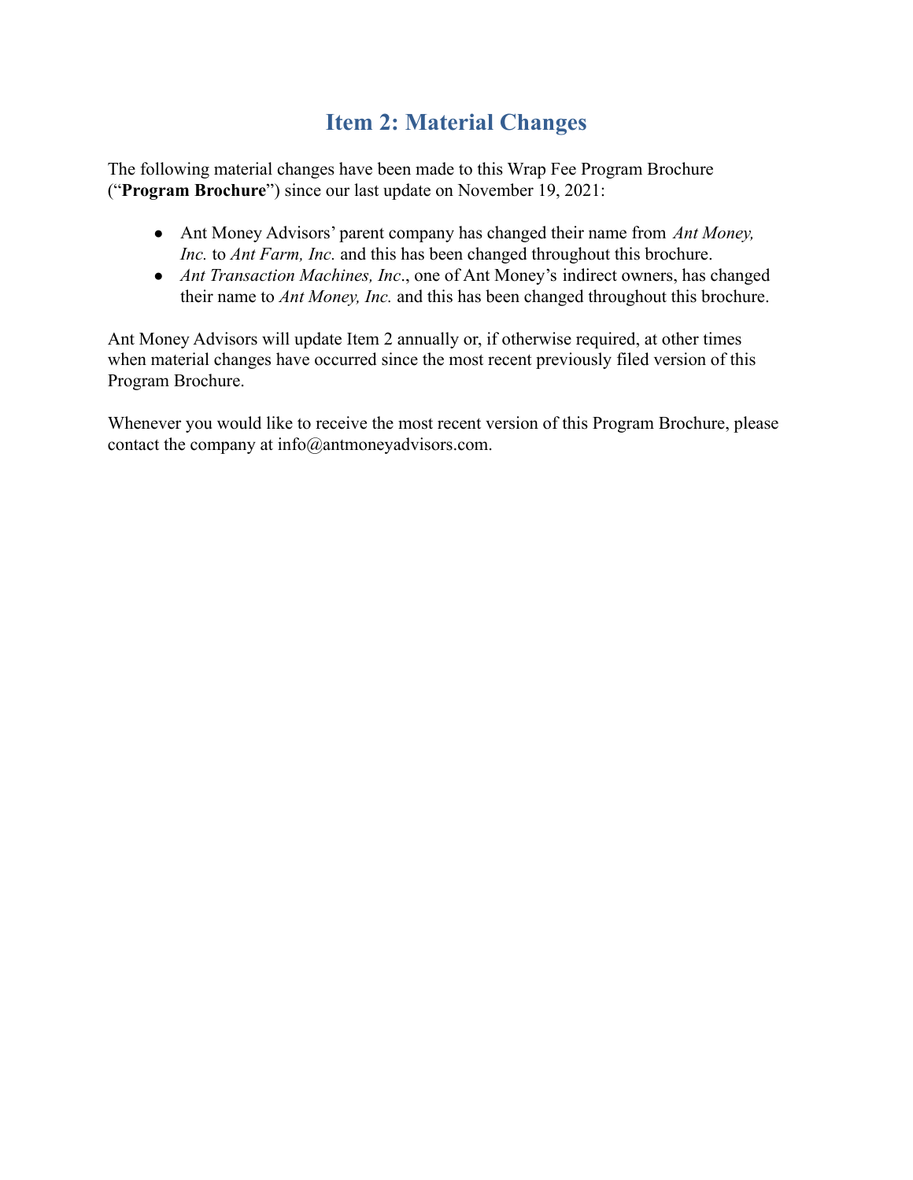# Item 2: Material Changes

The following material changes have been made to this Wrap Fee Program Brochure ("**Program Brochure**") since our last update on November 19, 2021:

- Ant Money Advisors' parent company has changed their name from *Ant Money, Inc.* to *Ant Farm, Inc.* and this has been changed throughout this brochure.
- *Ant Transaction Machines, Inc*., one of Ant Money's indirect owners, has changed their name to *Ant Money, Inc.* and this has been changed throughout this brochure.

Ant Money Advisors will update Item 2 annually or, if otherwise required, at other times when material changes have occurred since the most recent previously filed version of this Program Brochure.

Whenever you would like to receive the most recent version of this Program Brochure, please contact the company at info@antmoneyadvisors.com.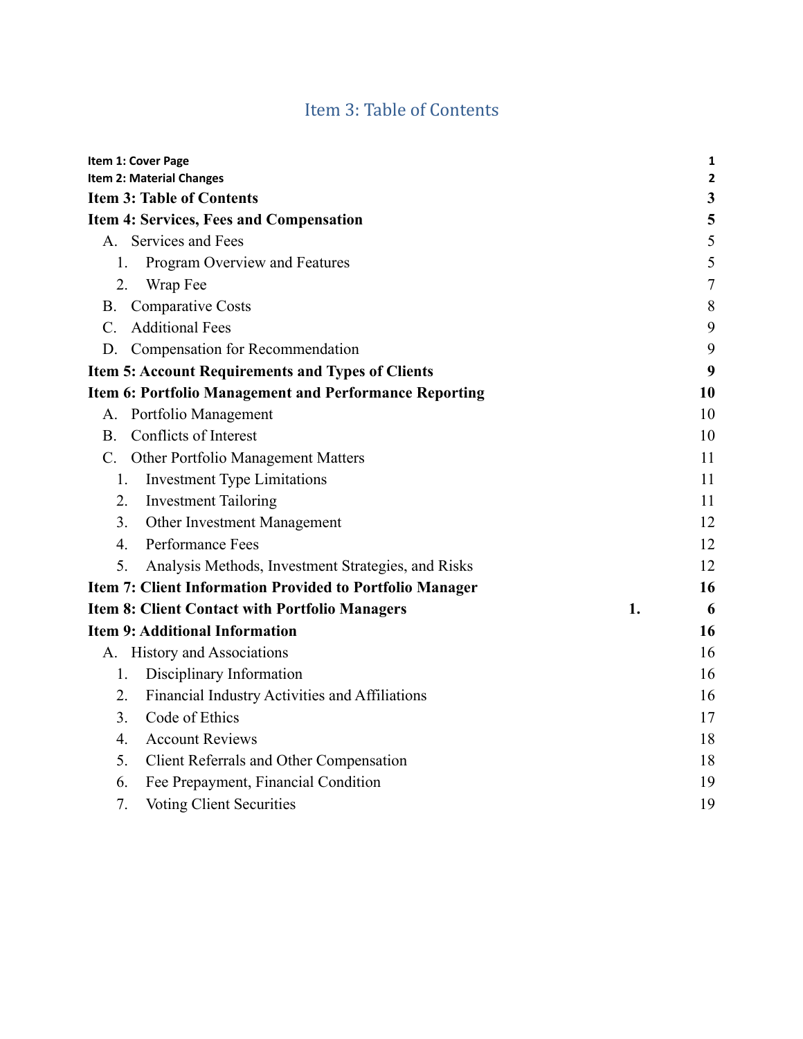# Item 3: Table of Contents

| | |
|---|---|
| **Item 1: Cover Page** | **1** |
| **Item 2: Material Changes** | **2** |
| **Item 3: Table of Contents** | **3** |
| **Item 4: Services, Fees and Compensation** | **5** |
| A. Services and Fees | 5 |
| 1. Program Overview and Features | 5 |
| 2. Wrap Fee | 7 |
| B. Comparative Costs | 8 |
| C. Additional Fees | 9 |
| D. Compensation for Recommendation | 9 |
| **Item 5: Account Requirements and Types of Clients** | **9** |
| **Item 6: Portfolio Management and Performance Reporting** | **10** |
| A. Portfolio Management | 10 |
| B. Conflicts of Interest | 10 |
| C. Other Portfolio Management Matters | 11 |
| 1. Investment Type Limitations | 11 |
| 2. Investment Tailoring | 11 |
| 3. Other Investment Management | 12 |
| 4. Performance Fees | 12 |
| 5. Analysis Methods, Investment Strategies, and Risks | 12 |
| **Item 7: Client Information Provided to Portfolio Manager** | **16** |
| **Item 8: Client Contact with Portfolio Managers** | **1. 6** |
| **Item 9: Additional Information** | **16** |
| A. History and Associations | 16 |
| 1. Disciplinary Information | 16 |
| 2. Financial Industry Activities and Affiliations | 16 |
| 3. Code of Ethics | 17 |
| 4. Account Reviews | 18 |
| 5. Client Referrals and Other Compensation | 18 |
| 6. Fee Prepayment, Financial Condition | 19 |
| 7. Voting Client Securities | 19 |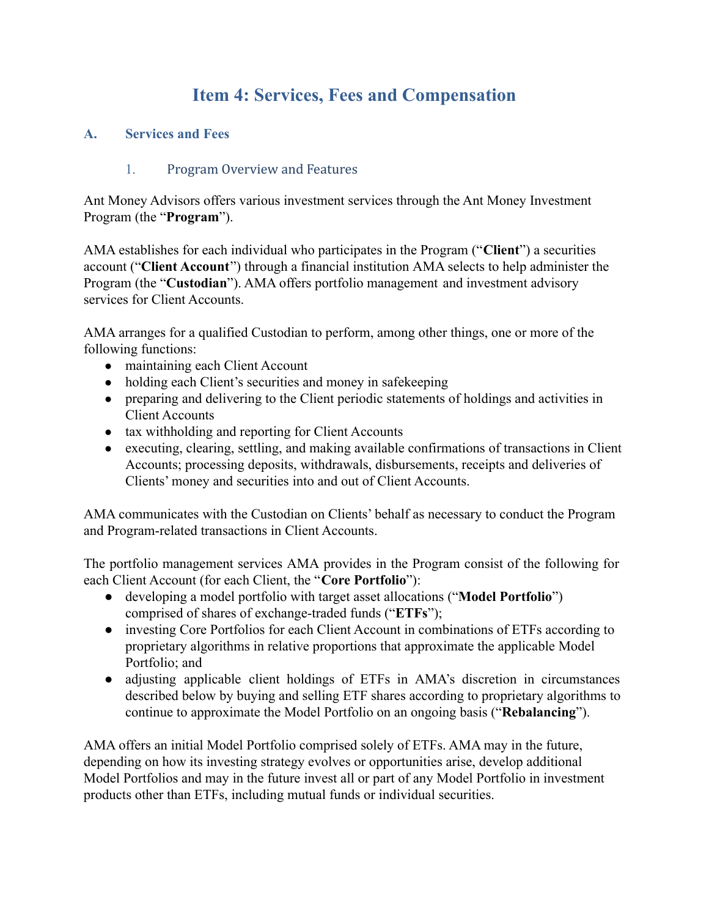# Item 4: Services, Fees and Compensation

## A. Services and Fees

### 1. Program Overview and Features

Ant Money Advisors offers various investment services through the Ant Money Investment Program (the "**Program**").

AMA establishes for each individual who participates in the Program ("**Client**") a securities account ("**Client Account**") through a financial institution AMA selects to help administer the Program (the "**Custodian**"). AMA offers portfolio management and investment advisory services for Client Accounts.

AMA arranges for a qualified Custodian to perform, among other things, one or more of the following functions:

- maintaining each Client Account
- holding each Client's securities and money in safekeeping
- preparing and delivering to the Client periodic statements of holdings and activities in Client Accounts
- tax withholding and reporting for Client Accounts
- executing, clearing, settling, and making available confirmations of transactions in Client Accounts; processing deposits, withdrawals, disbursements, receipts and deliveries of Clients' money and securities into and out of Client Accounts.

AMA communicates with the Custodian on Clients' behalf as necessary to conduct the Program and Program-related transactions in Client Accounts.

The portfolio management services AMA provides in the Program consist of the following for each Client Account (for each Client, the "**Core Portfolio**"):

- developing a model portfolio with target asset allocations ("**Model Portfolio**") comprised of shares of exchange-traded funds ("**ETFs**");
- investing Core Portfolios for each Client Account in combinations of ETFs according to proprietary algorithms in relative proportions that approximate the applicable Model Portfolio; and
- adjusting applicable client holdings of ETFs in AMA's discretion in circumstances described below by buying and selling ETF shares according to proprietary algorithms to continue to approximate the Model Portfolio on an ongoing basis ("**Rebalancing**").

AMA offers an initial Model Portfolio comprised solely of ETFs. AMA may in the future, depending on how its investing strategy evolves or opportunities arise, develop additional Model Portfolios and may in the future invest all or part of any Model Portfolio in investment products other than ETFs, including mutual funds or individual securities.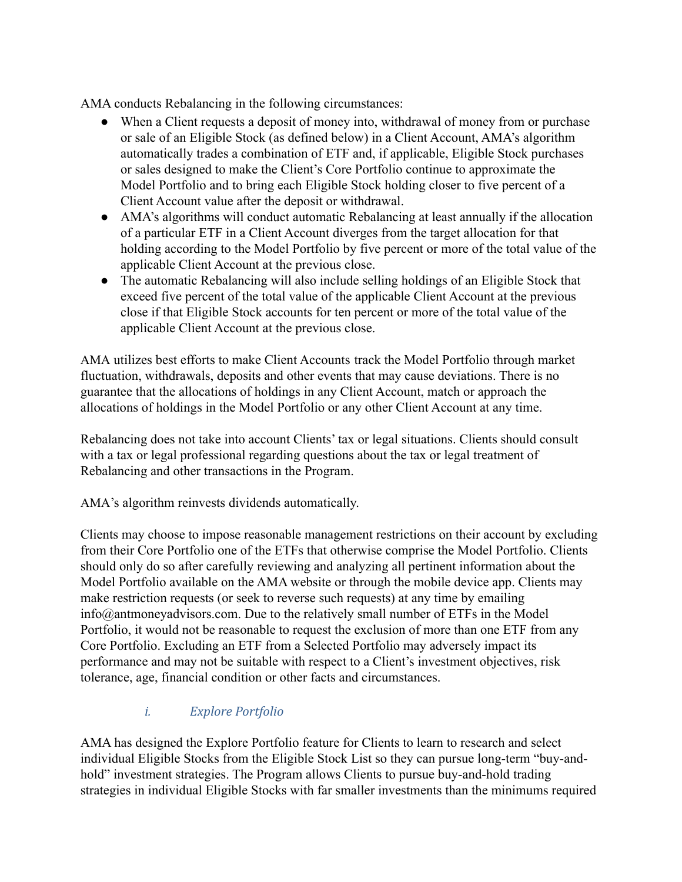AMA conducts Rebalancing in the following circumstances:

- When a Client requests a deposit of money into, withdrawal of money from or purchase or sale of an Eligible Stock (as defined below) in a Client Account, AMA's algorithm automatically trades a combination of ETF and, if applicable, Eligible Stock purchases or sales designed to make the Client's Core Portfolio continue to approximate the Model Portfolio and to bring each Eligible Stock holding closer to five percent of a Client Account value after the deposit or withdrawal.
- AMA's algorithms will conduct automatic Rebalancing at least annually if the allocation of a particular ETF in a Client Account diverges from the target allocation for that holding according to the Model Portfolio by five percent or more of the total value of the applicable Client Account at the previous close.
- The automatic Rebalancing will also include selling holdings of an Eligible Stock that exceed five percent of the total value of the applicable Client Account at the previous close if that Eligible Stock accounts for ten percent or more of the total value of the applicable Client Account at the previous close.

AMA utilizes best efforts to make Client Accounts track the Model Portfolio through market fluctuation, withdrawals, deposits and other events that may cause deviations. There is no guarantee that the allocations of holdings in any Client Account, match or approach the allocations of holdings in the Model Portfolio or any other Client Account at any time.

Rebalancing does not take into account Clients' tax or legal situations. Clients should consult with a tax or legal professional regarding questions about the tax or legal treatment of Rebalancing and other transactions in the Program.

AMA's algorithm reinvests dividends automatically.

Clients may choose to impose reasonable management restrictions on their account by excluding from their Core Portfolio one of the ETFs that otherwise comprise the Model Portfolio. Clients should only do so after carefully reviewing and analyzing all pertinent information about the Model Portfolio available on the AMA website or through the mobile device app. Clients may make restriction requests (or seek to reverse such requests) at any time by emailing info@antmoneyadvisors.com. Due to the relatively small number of ETFs in the Model Portfolio, it would not be reasonable to request the exclusion of more than one ETF from any Core Portfolio. Excluding an ETF from a Selected Portfolio may adversely impact its performance and may not be suitable with respect to a Client's investment objectives, risk tolerance, age, financial condition or other facts and circumstances.

### *i. Explore Portfolio*

AMA has designed the Explore Portfolio feature for Clients to learn to research and select individual Eligible Stocks from the Eligible Stock List so they can pursue long-term "buy-and-hold" investment strategies. The Program allows Clients to pursue buy-and-hold trading strategies in individual Eligible Stocks with far smaller investments than the minimums required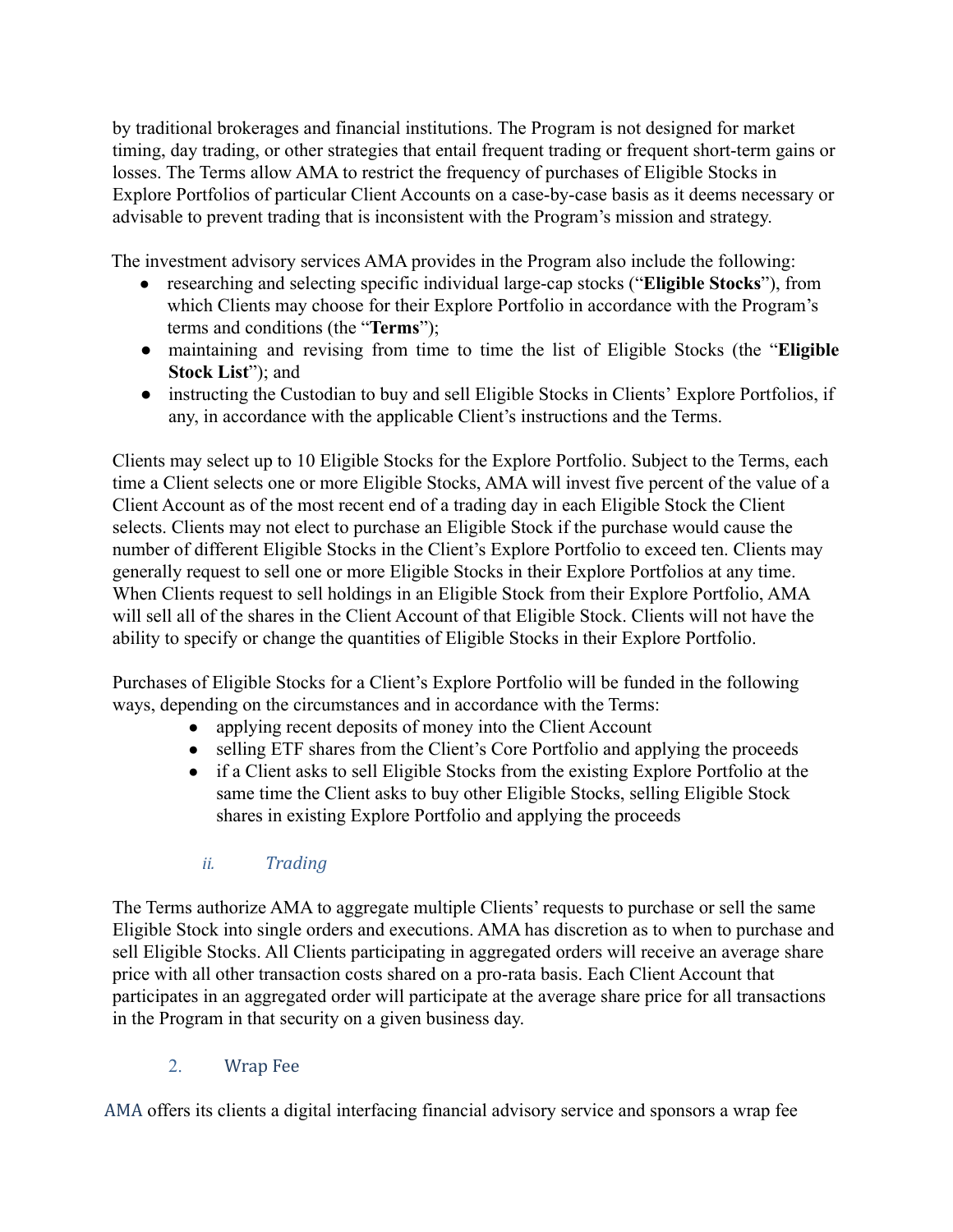by traditional brokerages and financial institutions. The Program is not designed for market timing, day trading, or other strategies that entail frequent trading or frequent short-term gains or losses. The Terms allow AMA to restrict the frequency of purchases of Eligible Stocks in Explore Portfolios of particular Client Accounts on a case-by-case basis as it deems necessary or advisable to prevent trading that is inconsistent with the Program's mission and strategy.

The investment advisory services AMA provides in the Program also include the following:

- researching and selecting specific individual large-cap stocks ("**Eligible Stocks**"), from which Clients may choose for their Explore Portfolio in accordance with the Program's terms and conditions (the "**Terms**");
- maintaining and revising from time to time the list of Eligible Stocks (the "**Eligible Stock List**"); and
- instructing the Custodian to buy and sell Eligible Stocks in Clients' Explore Portfolios, if any, in accordance with the applicable Client's instructions and the Terms.

Clients may select up to 10 Eligible Stocks for the Explore Portfolio. Subject to the Terms, each time a Client selects one or more Eligible Stocks, AMA will invest five percent of the value of a Client Account as of the most recent end of a trading day in each Eligible Stock the Client selects. Clients may not elect to purchase an Eligible Stock if the purchase would cause the number of different Eligible Stocks in the Client's Explore Portfolio to exceed ten. Clients may generally request to sell one or more Eligible Stocks in their Explore Portfolios at any time. When Clients request to sell holdings in an Eligible Stock from their Explore Portfolio, AMA will sell all of the shares in the Client Account of that Eligible Stock. Clients will not have the ability to specify or change the quantities of Eligible Stocks in their Explore Portfolio.

Purchases of Eligible Stocks for a Client's Explore Portfolio will be funded in the following ways, depending on the circumstances and in accordance with the Terms:

- applying recent deposits of money into the Client Account
- selling ETF shares from the Client's Core Portfolio and applying the proceeds
- if a Client asks to sell Eligible Stocks from the existing Explore Portfolio at the same time the Client asks to buy other Eligible Stocks, selling Eligible Stock shares in existing Explore Portfolio and applying the proceeds

#### *ii. Trading*

The Terms authorize AMA to aggregate multiple Clients' requests to purchase or sell the same Eligible Stock into single orders and executions. AMA has discretion as to when to purchase and sell Eligible Stocks. All Clients participating in aggregated orders will receive an average share price with all other transaction costs shared on a pro-rata basis. Each Client Account that participates in an aggregated order will participate at the average share price for all transactions in the Program in that security on a given business day.

### 2. Wrap Fee

AMA offers its clients a digital interfacing financial advisory service and sponsors a wrap fee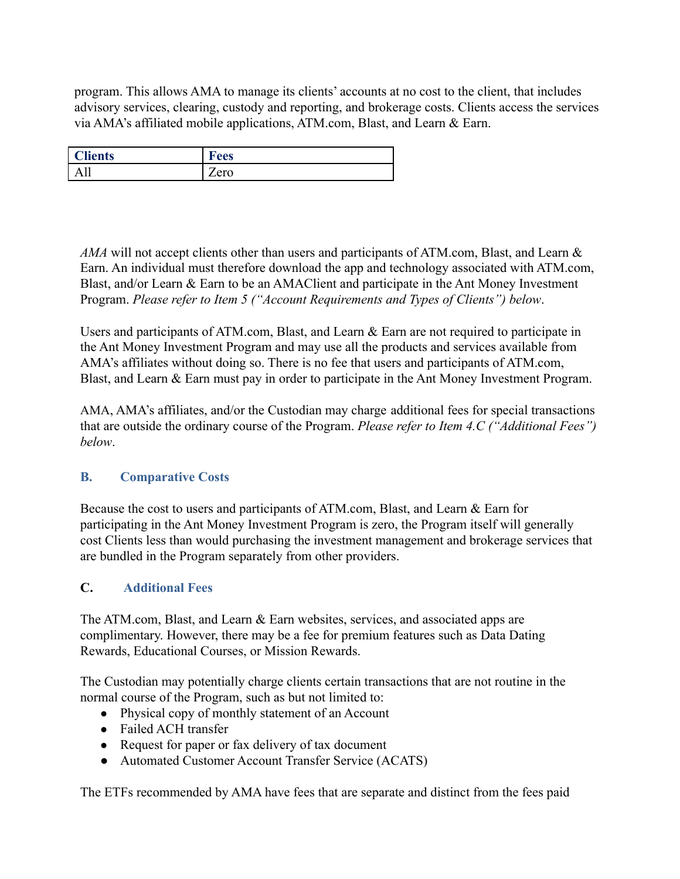program. This allows AMA to manage its clients' accounts at no cost to the client, that includes advisory services, clearing, custody and reporting, and brokerage costs. Clients access the services via AMA's affiliated mobile applications, ATM.com, Blast, and Learn & Earn.

| Clients | Fees |
|---|---|
| All | Zero |

*AMA* will not accept clients other than users and participants of ATM.com, Blast, and Learn & Earn. An individual must therefore download the app and technology associated with ATM.com, Blast, and/or Learn & Earn to be an AMAClient and participate in the Ant Money Investment Program. *Please refer to Item 5 ("Account Requirements and Types of Clients") below*.

Users and participants of ATM.com, Blast, and Learn & Earn are not required to participate in the Ant Money Investment Program and may use all the products and services available from AMA's affiliates without doing so. There is no fee that users and participants of ATM.com, Blast, and Learn & Earn must pay in order to participate in the Ant Money Investment Program.

AMA, AMA's affiliates, and/or the Custodian may charge additional fees for special transactions that are outside the ordinary course of the Program. *Please refer to Item 4.C ("Additional Fees") below*.

### B. Comparative Costs

Because the cost to users and participants of ATM.com, Blast, and Learn & Earn for participating in the Ant Money Investment Program is zero, the Program itself will generally cost Clients less than would purchasing the investment management and brokerage services that are bundled in the Program separately from other providers.

### C. Additional Fees

The ATM.com, Blast, and Learn & Earn websites, services, and associated apps are complimentary. However, there may be a fee for premium features such as Data Dating Rewards, Educational Courses, or Mission Rewards.

The Custodian may potentially charge clients certain transactions that are not routine in the normal course of the Program, such as but not limited to:

- Physical copy of monthly statement of an Account
- Failed ACH transfer
- Request for paper or fax delivery of tax document
- Automated Customer Account Transfer Service (ACATS)

The ETFs recommended by AMA have fees that are separate and distinct from the fees paid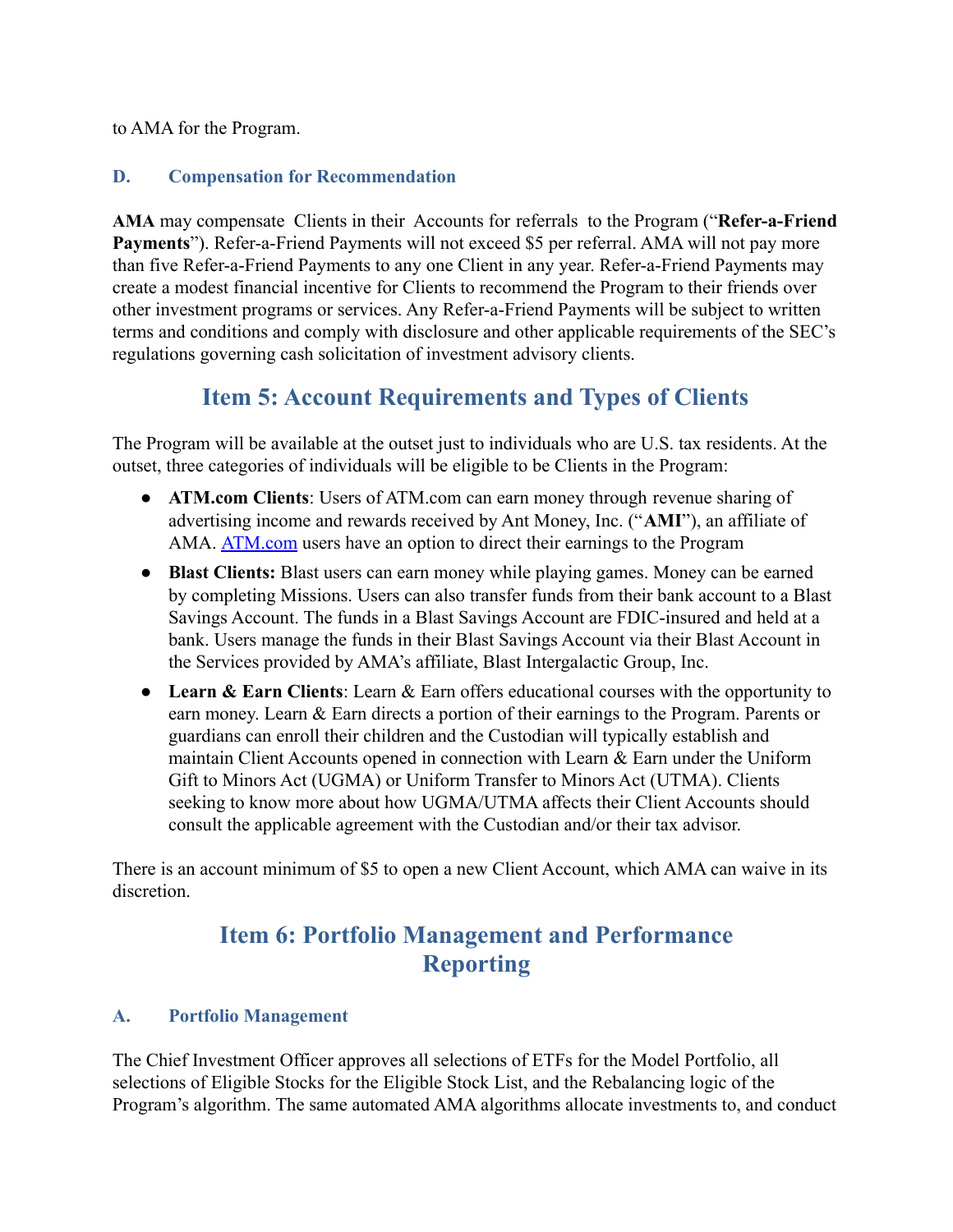to AMA for the Program.

### D. Compensation for Recommendation

**AMA** may compensate Clients in their Accounts for referrals to the Program ("**Refer-a-Friend Payments**"). Refer-a-Friend Payments will not exceed $5 per referral. AMA will not pay more than five Refer-a-Friend Payments to any one Client in any year. Refer-a-Friend Payments may create a modest financial incentive for Clients to recommend the Program to their friends over other investment programs or services. Any Refer-a-Friend Payments will be subject to written terms and conditions and comply with disclosure and other applicable requirements of the SEC's regulations governing cash solicitation of investment advisory clients.

## Item 5: Account Requirements and Types of Clients

The Program will be available at the outset just to individuals who are U.S. tax residents. At the outset, three categories of individuals will be eligible to be Clients in the Program:

- **ATM.com Clients**: Users of ATM.com can earn money through revenue sharing of advertising income and rewards received by Ant Money, Inc. ("**AMI**"), an affiliate of AMA. ATM.com users have an option to direct their earnings to the Program
- **Blast Clients:** Blast users can earn money while playing games. Money can be earned by completing Missions. Users can also transfer funds from their bank account to a Blast Savings Account. The funds in a Blast Savings Account are FDIC-insured and held at a bank. Users manage the funds in their Blast Savings Account via their Blast Account in the Services provided by AMA's affiliate, Blast Intergalactic Group, Inc.
- **Learn & Earn Clients**: Learn & Earn offers educational courses with the opportunity to earn money. Learn & Earn directs a portion of their earnings to the Program. Parents or guardians can enroll their children and the Custodian will typically establish and maintain Client Accounts opened in connection with Learn & Earn under the Uniform Gift to Minors Act (UGMA) or Uniform Transfer to Minors Act (UTMA). Clients seeking to know more about how UGMA/UTMA affects their Client Accounts should consult the applicable agreement with the Custodian and/or their tax advisor.

There is an account minimum of $5 to open a new Client Account, which AMA can waive in its discretion.

## Item 6: Portfolio Management and Performance Reporting

### A. Portfolio Management

The Chief Investment Officer approves all selections of ETFs for the Model Portfolio, all selections of Eligible Stocks for the Eligible Stock List, and the Rebalancing logic of the Program's algorithm. The same automated AMA algorithms allocate investments to, and conduct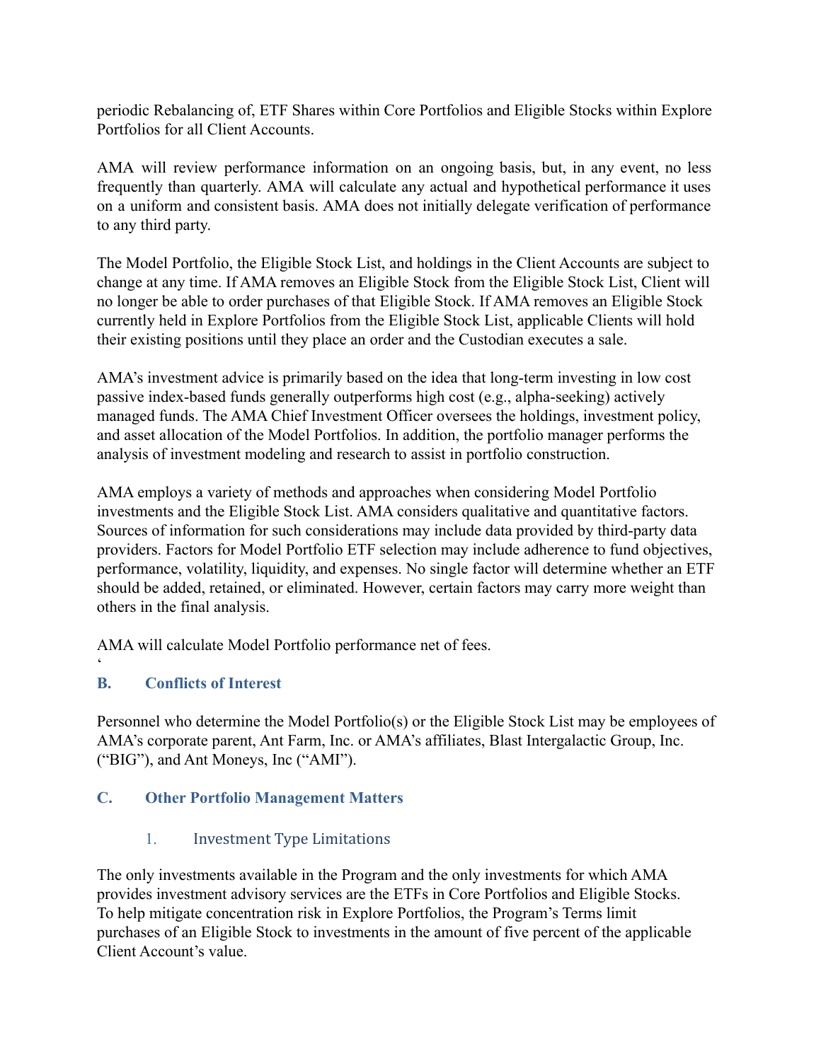periodic Rebalancing of, ETF Shares within Core Portfolios and Eligible Stocks within Explore Portfolios for all Client Accounts.

AMA will review performance information on an ongoing basis, but, in any event, no less frequently than quarterly. AMA will calculate any actual and hypothetical performance it uses on a uniform and consistent basis. AMA does not initially delegate verification of performance to any third party.

The Model Portfolio, the Eligible Stock List, and holdings in the Client Accounts are subject to change at any time. If AMA removes an Eligible Stock from the Eligible Stock List, Client will no longer be able to order purchases of that Eligible Stock. If AMA removes an Eligible Stock currently held in Explore Portfolios from the Eligible Stock List, applicable Clients will hold their existing positions until they place an order and the Custodian executes a sale.

AMA's investment advice is primarily based on the idea that long-term investing in low cost passive index-based funds generally outperforms high cost (e.g., alpha-seeking) actively managed funds. The AMA Chief Investment Officer oversees the holdings, investment policy, and asset allocation of the Model Portfolios. In addition, the portfolio manager performs the analysis of investment modeling and research to assist in portfolio construction.

AMA employs a variety of methods and approaches when considering Model Portfolio investments and the Eligible Stock List. AMA considers qualitative and quantitative factors. Sources of information for such considerations may include data provided by third-party data providers. Factors for Model Portfolio ETF selection may include adherence to fund objectives, performance, volatility, liquidity, and expenses. No single factor will determine whether an ETF should be added, retained, or eliminated. However, certain factors may carry more weight than others in the final analysis.

AMA will calculate Model Portfolio performance net of fees.
'

## B. Conflicts of Interest

Personnel who determine the Model Portfolio(s) or the Eligible Stock List may be employees of AMA's corporate parent, Ant Farm, Inc. or AMA's affiliates, Blast Intergalactic Group, Inc. ("BIG"), and Ant Moneys, Inc ("AMI").

## C. Other Portfolio Management Matters

### 1. Investment Type Limitations

The only investments available in the Program and the only investments for which AMA provides investment advisory services are the ETFs in Core Portfolios and Eligible Stocks. To help mitigate concentration risk in Explore Portfolios, the Program's Terms limit purchases of an Eligible Stock to investments in the amount of five percent of the applicable Client Account's value.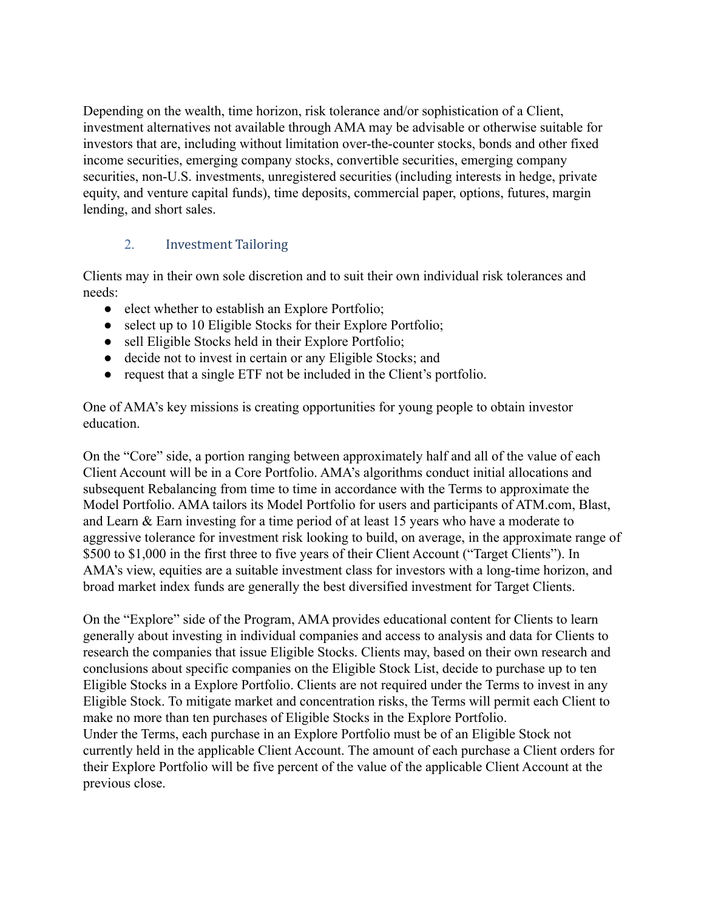Depending on the wealth, time horizon, risk tolerance and/or sophistication of a Client, investment alternatives not available through AMA may be advisable or otherwise suitable for investors that are, including without limitation over-the-counter stocks, bonds and other fixed income securities, emerging company stocks, convertible securities, emerging company securities, non-U.S. investments, unregistered securities (including interests in hedge, private equity, and venture capital funds), time deposits, commercial paper, options, futures, margin lending, and short sales.

### 2. Investment Tailoring

Clients may in their own sole discretion and to suit their own individual risk tolerances and needs:

- elect whether to establish an Explore Portfolio;
- select up to 10 Eligible Stocks for their Explore Portfolio;
- sell Eligible Stocks held in their Explore Portfolio;
- decide not to invest in certain or any Eligible Stocks; and
- request that a single ETF not be included in the Client's portfolio.

One of AMA's key missions is creating opportunities for young people to obtain investor education.

On the "Core" side, a portion ranging between approximately half and all of the value of each Client Account will be in a Core Portfolio. AMA's algorithms conduct initial allocations and subsequent Rebalancing from time to time in accordance with the Terms to approximate the Model Portfolio. AMA tailors its Model Portfolio for users and participants of ATM.com, Blast, and Learn & Earn investing for a time period of at least 15 years who have a moderate to aggressive tolerance for investment risk looking to build, on average, in the approximate range of $500 to $1,000 in the first three to five years of their Client Account ("Target Clients"). In AMA's view, equities are a suitable investment class for investors with a long-time horizon, and broad market index funds are generally the best diversified investment for Target Clients.

On the "Explore" side of the Program, AMA provides educational content for Clients to learn generally about investing in individual companies and access to analysis and data for Clients to research the companies that issue Eligible Stocks. Clients may, based on their own research and conclusions about specific companies on the Eligible Stock List, decide to purchase up to ten Eligible Stocks in a Explore Portfolio. Clients are not required under the Terms to invest in any Eligible Stock. To mitigate market and concentration risks, the Terms will permit each Client to make no more than ten purchases of Eligible Stocks in the Explore Portfolio.
Under the Terms, each purchase in an Explore Portfolio must be of an Eligible Stock not currently held in the applicable Client Account. The amount of each purchase a Client orders for their Explore Portfolio will be five percent of the value of the applicable Client Account at the previous close.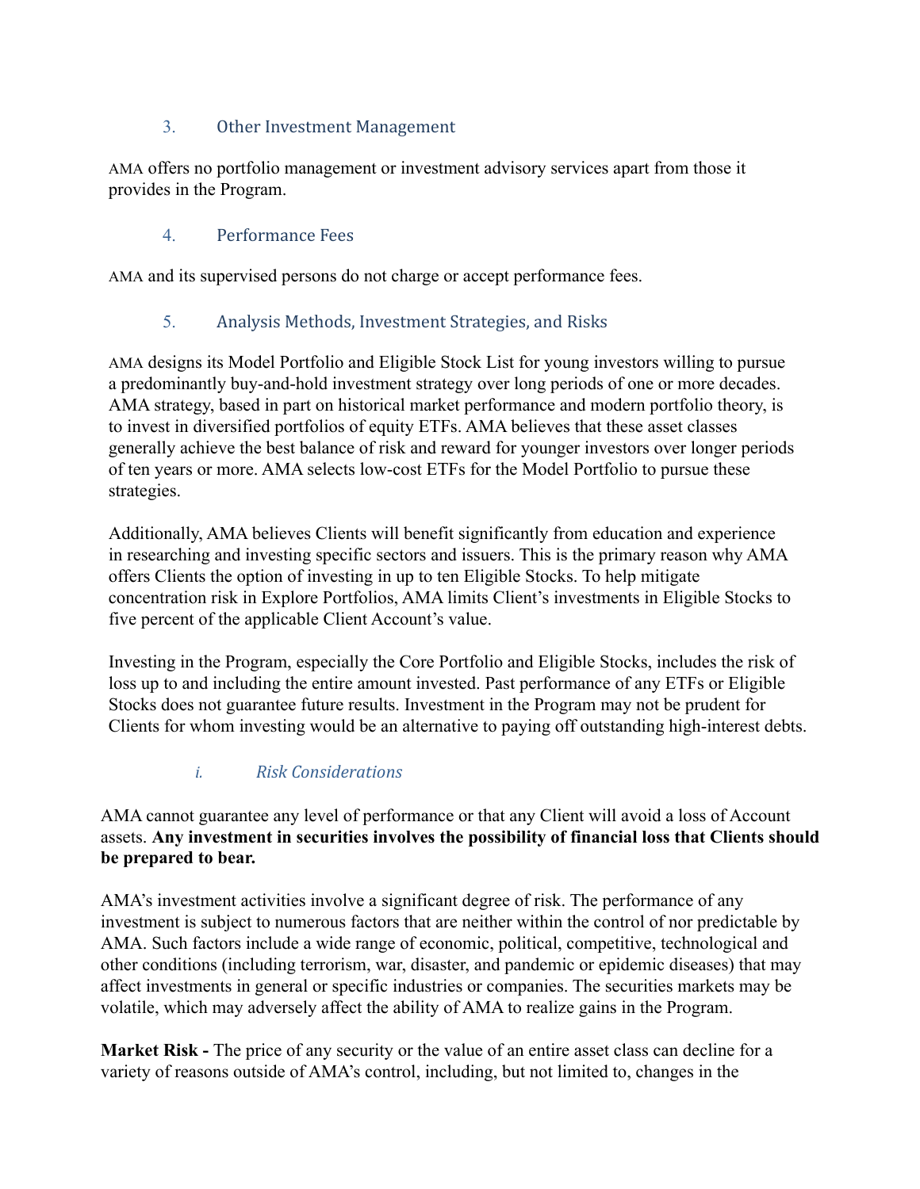### 3. Other Investment Management

AMA offers no portfolio management or investment advisory services apart from those it provides in the Program.

### 4. Performance Fees

AMA and its supervised persons do not charge or accept performance fees.

### 5. Analysis Methods, Investment Strategies, and Risks

AMA designs its Model Portfolio and Eligible Stock List for young investors willing to pursue a predominantly buy-and-hold investment strategy over long periods of one or more decades. AMA strategy, based in part on historical market performance and modern portfolio theory, is to invest in diversified portfolios of equity ETFs. AMA believes that these asset classes generally achieve the best balance of risk and reward for younger investors over longer periods of ten years or more. AMA selects low-cost ETFs for the Model Portfolio to pursue these strategies.

Additionally, AMA believes Clients will benefit significantly from education and experience in researching and investing specific sectors and issuers. This is the primary reason why AMA offers Clients the option of investing in up to ten Eligible Stocks. To help mitigate concentration risk in Explore Portfolios, AMA limits Client's investments in Eligible Stocks to five percent of the applicable Client Account's value.

Investing in the Program, especially the Core Portfolio and Eligible Stocks, includes the risk of loss up to and including the entire amount invested. Past performance of any ETFs or Eligible Stocks does not guarantee future results. Investment in the Program may not be prudent for Clients for whom investing would be an alternative to paying off outstanding high-interest debts.

#### *i. Risk Considerations*

AMA cannot guarantee any level of performance or that any Client will avoid a loss of Account assets. **Any investment in securities involves the possibility of financial loss that Clients should be prepared to bear.**

AMA's investment activities involve a significant degree of risk. The performance of any investment is subject to numerous factors that are neither within the control of nor predictable by AMA. Such factors include a wide range of economic, political, competitive, technological and other conditions (including terrorism, war, disaster, and pandemic or epidemic diseases) that may affect investments in general or specific industries or companies. The securities markets may be volatile, which may adversely affect the ability of AMA to realize gains in the Program.

**Market Risk -** The price of any security or the value of an entire asset class can decline for a variety of reasons outside of AMA's control, including, but not limited to, changes in the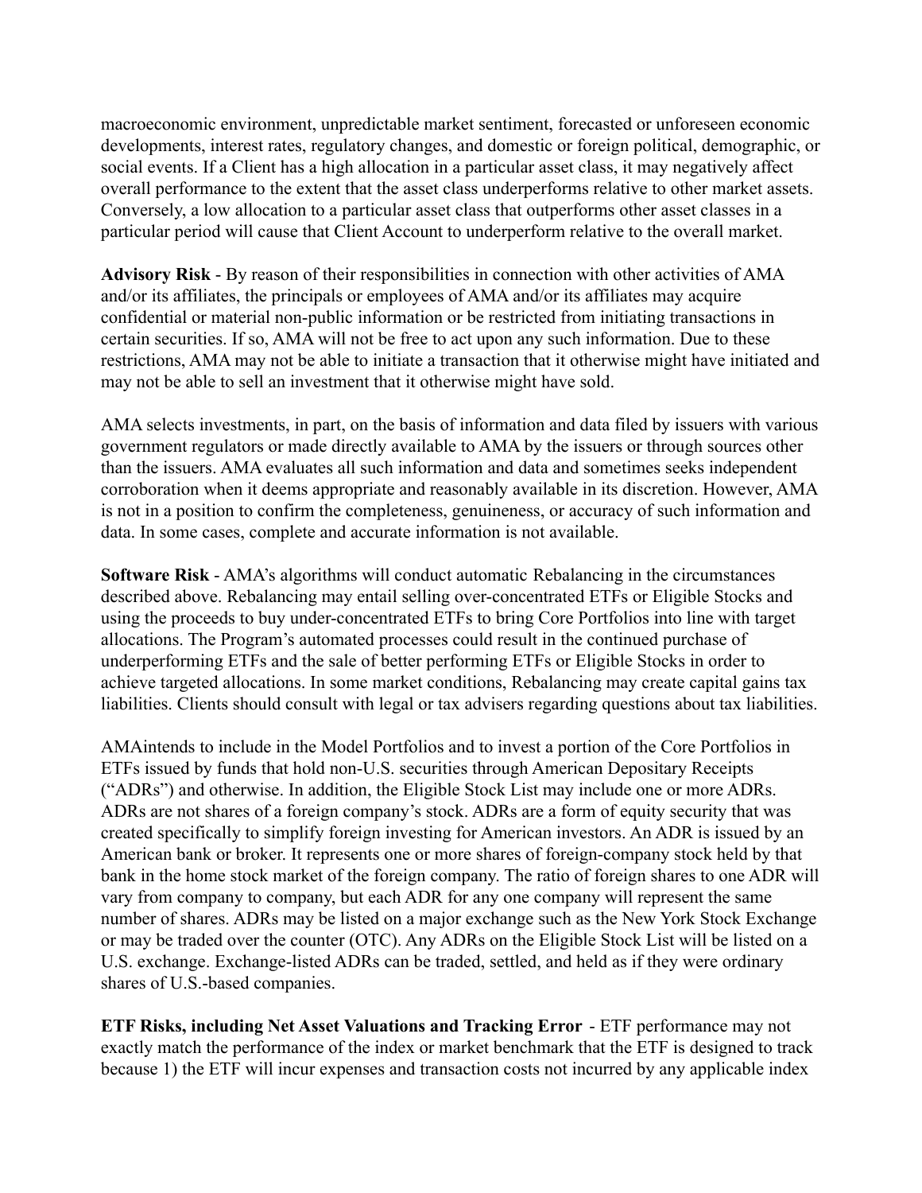macroeconomic environment, unpredictable market sentiment, forecasted or unforeseen economic developments, interest rates, regulatory changes, and domestic or foreign political, demographic, or social events. If a Client has a high allocation in a particular asset class, it may negatively affect overall performance to the extent that the asset class underperforms relative to other market assets. Conversely, a low allocation to a particular asset class that outperforms other asset classes in a particular period will cause that Client Account to underperform relative to the overall market.

**Advisory Risk** - By reason of their responsibilities in connection with other activities of AMA and/or its affiliates, the principals or employees of AMA and/or its affiliates may acquire confidential or material non-public information or be restricted from initiating transactions in certain securities. If so, AMA will not be free to act upon any such information. Due to these restrictions, AMA may not be able to initiate a transaction that it otherwise might have initiated and may not be able to sell an investment that it otherwise might have sold.

AMA selects investments, in part, on the basis of information and data filed by issuers with various government regulators or made directly available to AMA by the issuers or through sources other than the issuers. AMA evaluates all such information and data and sometimes seeks independent corroboration when it deems appropriate and reasonably available in its discretion. However, AMA is not in a position to confirm the completeness, genuineness, or accuracy of such information and data. In some cases, complete and accurate information is not available.

**Software Risk** - AMA's algorithms will conduct automatic Rebalancing in the circumstances described above. Rebalancing may entail selling over-concentrated ETFs or Eligible Stocks and using the proceeds to buy under-concentrated ETFs to bring Core Portfolios into line with target allocations. The Program's automated processes could result in the continued purchase of underperforming ETFs and the sale of better performing ETFs or Eligible Stocks in order to achieve targeted allocations. In some market conditions, Rebalancing may create capital gains tax liabilities. Clients should consult with legal or tax advisers regarding questions about tax liabilities.

AMAintends to include in the Model Portfolios and to invest a portion of the Core Portfolios in ETFs issued by funds that hold non-U.S. securities through American Depositary Receipts ("ADRs") and otherwise. In addition, the Eligible Stock List may include one or more ADRs. ADRs are not shares of a foreign company's stock. ADRs are a form of equity security that was created specifically to simplify foreign investing for American investors. An ADR is issued by an American bank or broker. It represents one or more shares of foreign-company stock held by that bank in the home stock market of the foreign company. The ratio of foreign shares to one ADR will vary from company to company, but each ADR for any one company will represent the same number of shares. ADRs may be listed on a major exchange such as the New York Stock Exchange or may be traded over the counter (OTC). Any ADRs on the Eligible Stock List will be listed on a U.S. exchange. Exchange-listed ADRs can be traded, settled, and held as if they were ordinary shares of U.S.-based companies.

**ETF Risks, including Net Asset Valuations and Tracking Error** - ETF performance may not exactly match the performance of the index or market benchmark that the ETF is designed to track because 1) the ETF will incur expenses and transaction costs not incurred by any applicable index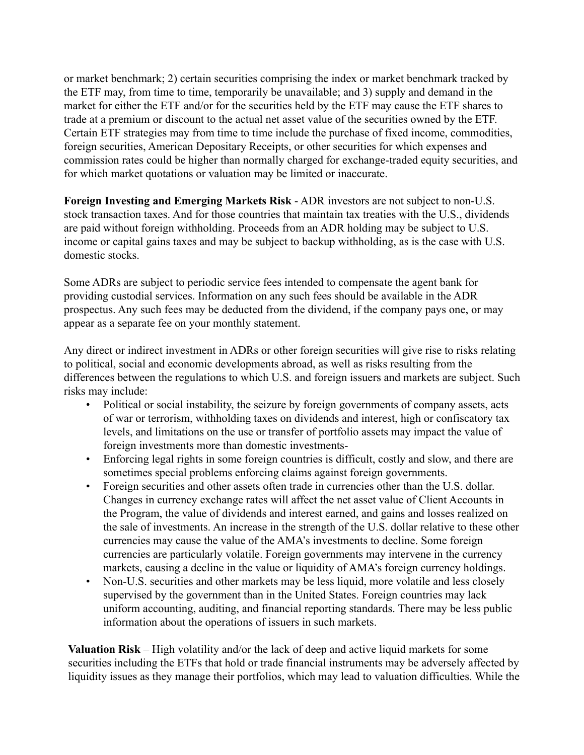or market benchmark; 2) certain securities comprising the index or market benchmark tracked by the ETF may, from time to time, temporarily be unavailable; and 3) supply and demand in the market for either the ETF and/or for the securities held by the ETF may cause the ETF shares to trade at a premium or discount to the actual net asset value of the securities owned by the ETF. Certain ETF strategies may from time to time include the purchase of fixed income, commodities, foreign securities, American Depositary Receipts, or other securities for which expenses and commission rates could be higher than normally charged for exchange-traded equity securities, and for which market quotations or valuation may be limited or inaccurate.

**Foreign Investing and Emerging Markets Risk** - ADR investors are not subject to non-U.S. stock transaction taxes. And for those countries that maintain tax treaties with the U.S., dividends are paid without foreign withholding. Proceeds from an ADR holding may be subject to U.S. income or capital gains taxes and may be subject to backup withholding, as is the case with U.S. domestic stocks.

Some ADRs are subject to periodic service fees intended to compensate the agent bank for providing custodial services. Information on any such fees should be available in the ADR prospectus. Any such fees may be deducted from the dividend, if the company pays one, or may appear as a separate fee on your monthly statement.

Any direct or indirect investment in ADRs or other foreign securities will give rise to risks relating to political, social and economic developments abroad, as well as risks resulting from the differences between the regulations to which U.S. and foreign issuers and markets are subject. Such risks may include:

- Political or social instability, the seizure by foreign governments of company assets, acts of war or terrorism, withholding taxes on dividends and interest, high or confiscatory tax levels, and limitations on the use or transfer of portfolio assets may impact the value of foreign investments more than domestic investments-
- Enforcing legal rights in some foreign countries is difficult, costly and slow, and there are sometimes special problems enforcing claims against foreign governments.
- Foreign securities and other assets often trade in currencies other than the U.S. dollar. Changes in currency exchange rates will affect the net asset value of Client Accounts in the Program, the value of dividends and interest earned, and gains and losses realized on the sale of investments. An increase in the strength of the U.S. dollar relative to these other currencies may cause the value of the AMA's investments to decline. Some foreign currencies are particularly volatile. Foreign governments may intervene in the currency markets, causing a decline in the value or liquidity of AMA's foreign currency holdings.
- Non-U.S. securities and other markets may be less liquid, more volatile and less closely supervised by the government than in the United States. Foreign countries may lack uniform accounting, auditing, and financial reporting standards. There may be less public information about the operations of issuers in such markets.

**Valuation Risk** – High volatility and/or the lack of deep and active liquid markets for some securities including the ETFs that hold or trade financial instruments may be adversely affected by liquidity issues as they manage their portfolios, which may lead to valuation difficulties. While the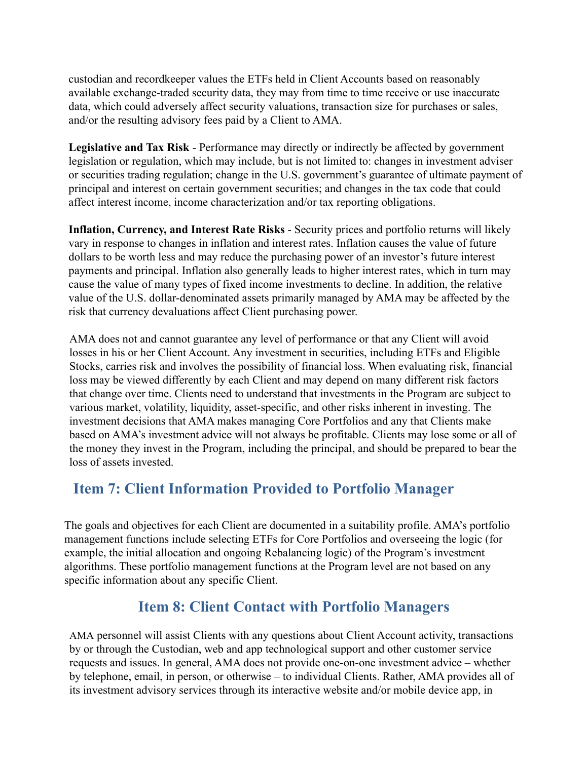custodian and recordkeeper values the ETFs held in Client Accounts based on reasonably available exchange-traded security data, they may from time to time receive or use inaccurate data, which could adversely affect security valuations, transaction size for purchases or sales, and/or the resulting advisory fees paid by a Client to AMA.

**Legislative and Tax Risk** - Performance may directly or indirectly be affected by government legislation or regulation, which may include, but is not limited to: changes in investment adviser or securities trading regulation; change in the U.S. government's guarantee of ultimate payment of principal and interest on certain government securities; and changes in the tax code that could affect interest income, income characterization and/or tax reporting obligations.

**Inflation, Currency, and Interest Rate Risks** - Security prices and portfolio returns will likely vary in response to changes in inflation and interest rates. Inflation causes the value of future dollars to be worth less and may reduce the purchasing power of an investor's future interest payments and principal. Inflation also generally leads to higher interest rates, which in turn may cause the value of many types of fixed income investments to decline. In addition, the relative value of the U.S. dollar-denominated assets primarily managed by AMA may be affected by the risk that currency devaluations affect Client purchasing power.

AMA does not and cannot guarantee any level of performance or that any Client will avoid losses in his or her Client Account. Any investment in securities, including ETFs and Eligible Stocks, carries risk and involves the possibility of financial loss. When evaluating risk, financial loss may be viewed differently by each Client and may depend on many different risk factors that change over time. Clients need to understand that investments in the Program are subject to various market, volatility, liquidity, asset-specific, and other risks inherent in investing. The investment decisions that AMA makes managing Core Portfolios and any that Clients make based on AMA's investment advice will not always be profitable. Clients may lose some or all of the money they invest in the Program, including the principal, and should be prepared to bear the loss of assets invested.

## Item 7: Client Information Provided to Portfolio Manager

The goals and objectives for each Client are documented in a suitability profile. AMA's portfolio management functions include selecting ETFs for Core Portfolios and overseeing the logic (for example, the initial allocation and ongoing Rebalancing logic) of the Program's investment algorithms. These portfolio management functions at the Program level are not based on any specific information about any specific Client.

## Item 8: Client Contact with Portfolio Managers

AMA personnel will assist Clients with any questions about Client Account activity, transactions by or through the Custodian, web and app technological support and other customer service requests and issues. In general, AMA does not provide one-on-one investment advice – whether by telephone, email, in person, or otherwise – to individual Clients. Rather, AMA provides all of its investment advisory services through its interactive website and/or mobile device app, in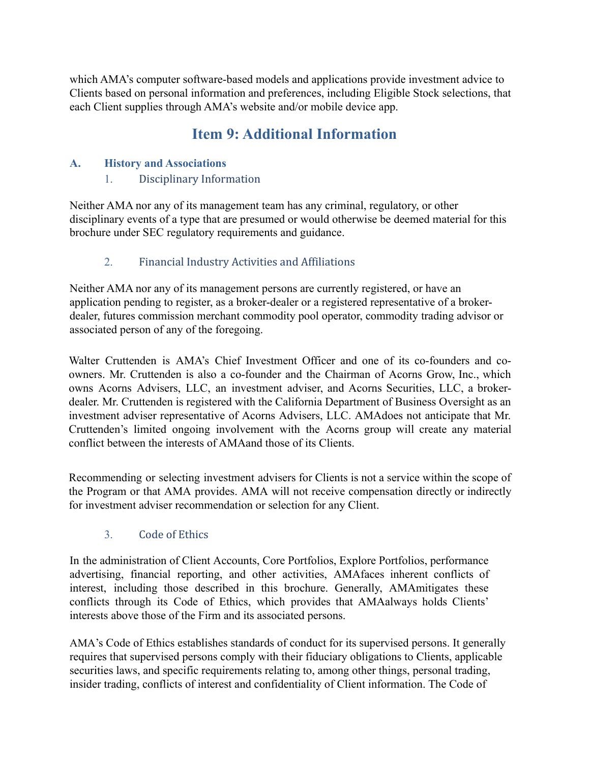which AMA's computer software-based models and applications provide investment advice to Clients based on personal information and preferences, including Eligible Stock selections, that each Client supplies through AMA's website and/or mobile device app.

## Item 9: Additional Information

### A. History and Associations

#### 1. Disciplinary Information

Neither AMA nor any of its management team has any criminal, regulatory, or other disciplinary events of a type that are presumed or would otherwise be deemed material for this brochure under SEC regulatory requirements and guidance.

#### 2. Financial Industry Activities and Affiliations

Neither AMA nor any of its management persons are currently registered, or have an application pending to register, as a broker-dealer or a registered representative of a broker-dealer, futures commission merchant commodity pool operator, commodity trading advisor or associated person of any of the foregoing.

Walter Cruttenden is AMA's Chief Investment Officer and one of its co-founders and co-owners. Mr. Cruttenden is also a co-founder and the Chairman of Acorns Grow, Inc., which owns Acorns Advisers, LLC, an investment adviser, and Acorns Securities, LLC, a broker-dealer. Mr. Cruttenden is registered with the California Department of Business Oversight as an investment adviser representative of Acorns Advisers, LLC. AMAdoes not anticipate that Mr. Cruttenden's limited ongoing involvement with the Acorns group will create any material conflict between the interests of AMAand those of its Clients.

Recommending or selecting investment advisers for Clients is not a service within the scope of the Program or that AMA provides. AMA will not receive compensation directly or indirectly for investment adviser recommendation or selection for any Client.

#### 3. Code of Ethics

In the administration of Client Accounts, Core Portfolios, Explore Portfolios, performance advertising, financial reporting, and other activities, AMAfaces inherent conflicts of interest, including those described in this brochure. Generally, AMAmitigates these conflicts through its Code of Ethics, which provides that AMAalways holds Clients' interests above those of the Firm and its associated persons.

AMA's Code of Ethics establishes standards of conduct for its supervised persons. It generally requires that supervised persons comply with their fiduciary obligations to Clients, applicable securities laws, and specific requirements relating to, among other things, personal trading, insider trading, conflicts of interest and confidentiality of Client information. The Code of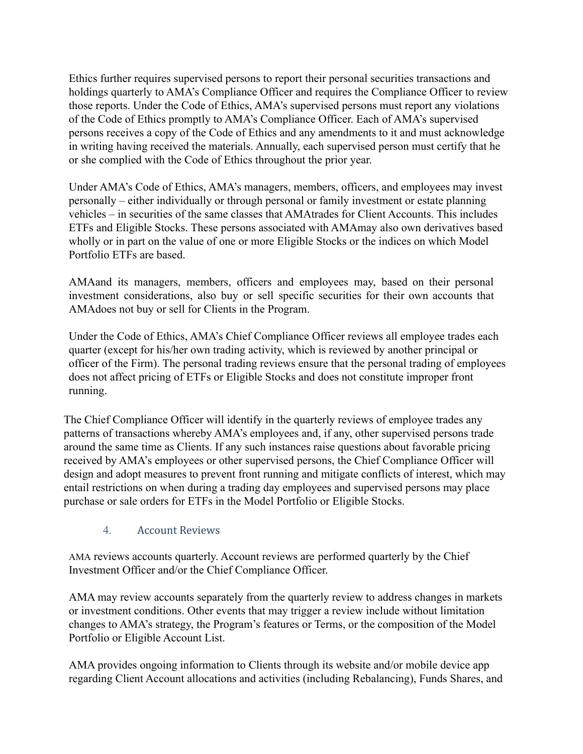Ethics further requires supervised persons to report their personal securities transactions and holdings quarterly to AMA's Compliance Officer and requires the Compliance Officer to review those reports. Under the Code of Ethics, AMA's supervised persons must report any violations of the Code of Ethics promptly to AMA's Compliance Officer. Each of AMA's supervised persons receives a copy of the Code of Ethics and any amendments to it and must acknowledge in writing having received the materials. Annually, each supervised person must certify that he or she complied with the Code of Ethics throughout the prior year.

Under AMA's Code of Ethics, AMA's managers, members, officers, and employees may invest personally – either individually or through personal or family investment or estate planning vehicles – in securities of the same classes that AMAtrades for Client Accounts. This includes ETFs and Eligible Stocks. These persons associated with AMAmay also own derivatives based wholly or in part on the value of one or more Eligible Stocks or the indices on which Model Portfolio ETFs are based.

AMAand its managers, members, officers and employees may, based on their personal investment considerations, also buy or sell specific securities for their own accounts that AMAdoes not buy or sell for Clients in the Program.

Under the Code of Ethics, AMA's Chief Compliance Officer reviews all employee trades each quarter (except for his/her own trading activity, which is reviewed by another principal or officer of the Firm). The personal trading reviews ensure that the personal trading of employees does not affect pricing of ETFs or Eligible Stocks and does not constitute improper front running.

The Chief Compliance Officer will identify in the quarterly reviews of employee trades any patterns of transactions whereby AMA's employees and, if any, other supervised persons trade around the same time as Clients. If any such instances raise questions about favorable pricing received by AMA's employees or other supervised persons, the Chief Compliance Officer will design and adopt measures to prevent front running and mitigate conflicts of interest, which may entail restrictions on when during a trading day employees and supervised persons may place purchase or sale orders for ETFs in the Model Portfolio or Eligible Stocks.

### 4. Account Reviews

AMA reviews accounts quarterly. Account reviews are performed quarterly by the Chief Investment Officer and/or the Chief Compliance Officer.

AMA may review accounts separately from the quarterly review to address changes in markets or investment conditions. Other events that may trigger a review include without limitation changes to AMA's strategy, the Program's features or Terms, or the composition of the Model Portfolio or Eligible Account List.

AMA provides ongoing information to Clients through its website and/or mobile device app regarding Client Account allocations and activities (including Rebalancing), Funds Shares, and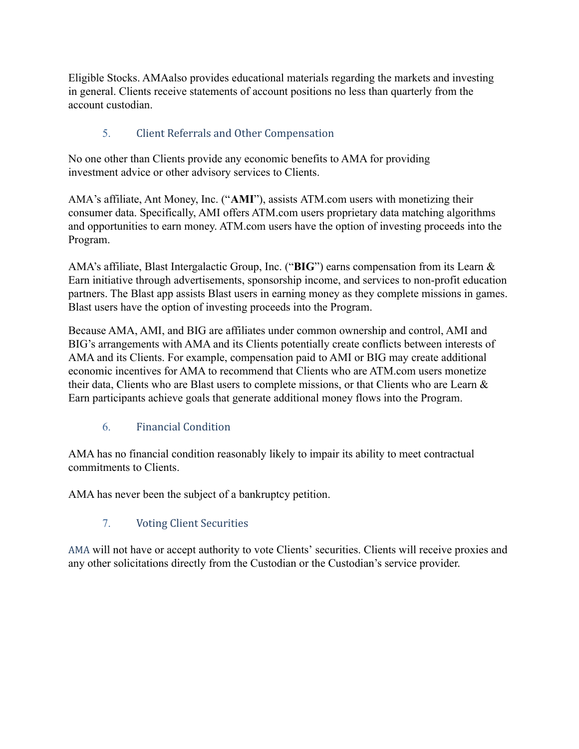Eligible Stocks. AMAalso provides educational materials regarding the markets and investing in general. Clients receive statements of account positions no less than quarterly from the account custodian.

### 5. Client Referrals and Other Compensation

No one other than Clients provide any economic benefits to AMA for providing investment advice or other advisory services to Clients.

AMA's affiliate, Ant Money, Inc. ("**AMI**"), assists ATM.com users with monetizing their consumer data. Specifically, AMI offers ATM.com users proprietary data matching algorithms and opportunities to earn money. ATM.com users have the option of investing proceeds into the Program.

AMA's affiliate, Blast Intergalactic Group, Inc. ("**BIG**") earns compensation from its Learn & Earn initiative through advertisements, sponsorship income, and services to non-profit education partners. The Blast app assists Blast users in earning money as they complete missions in games. Blast users have the option of investing proceeds into the Program.

Because AMA, AMI, and BIG are affiliates under common ownership and control, AMI and BIG's arrangements with AMA and its Clients potentially create conflicts between interests of AMA and its Clients. For example, compensation paid to AMI or BIG may create additional economic incentives for AMA to recommend that Clients who are ATM.com users monetize their data, Clients who are Blast users to complete missions, or that Clients who are Learn & Earn participants achieve goals that generate additional money flows into the Program.

### 6. Financial Condition

AMA has no financial condition reasonably likely to impair its ability to meet contractual commitments to Clients.

AMA has never been the subject of a bankruptcy petition.

### 7. Voting Client Securities

AMA will not have or accept authority to vote Clients' securities. Clients will receive proxies and any other solicitations directly from the Custodian or the Custodian's service provider.